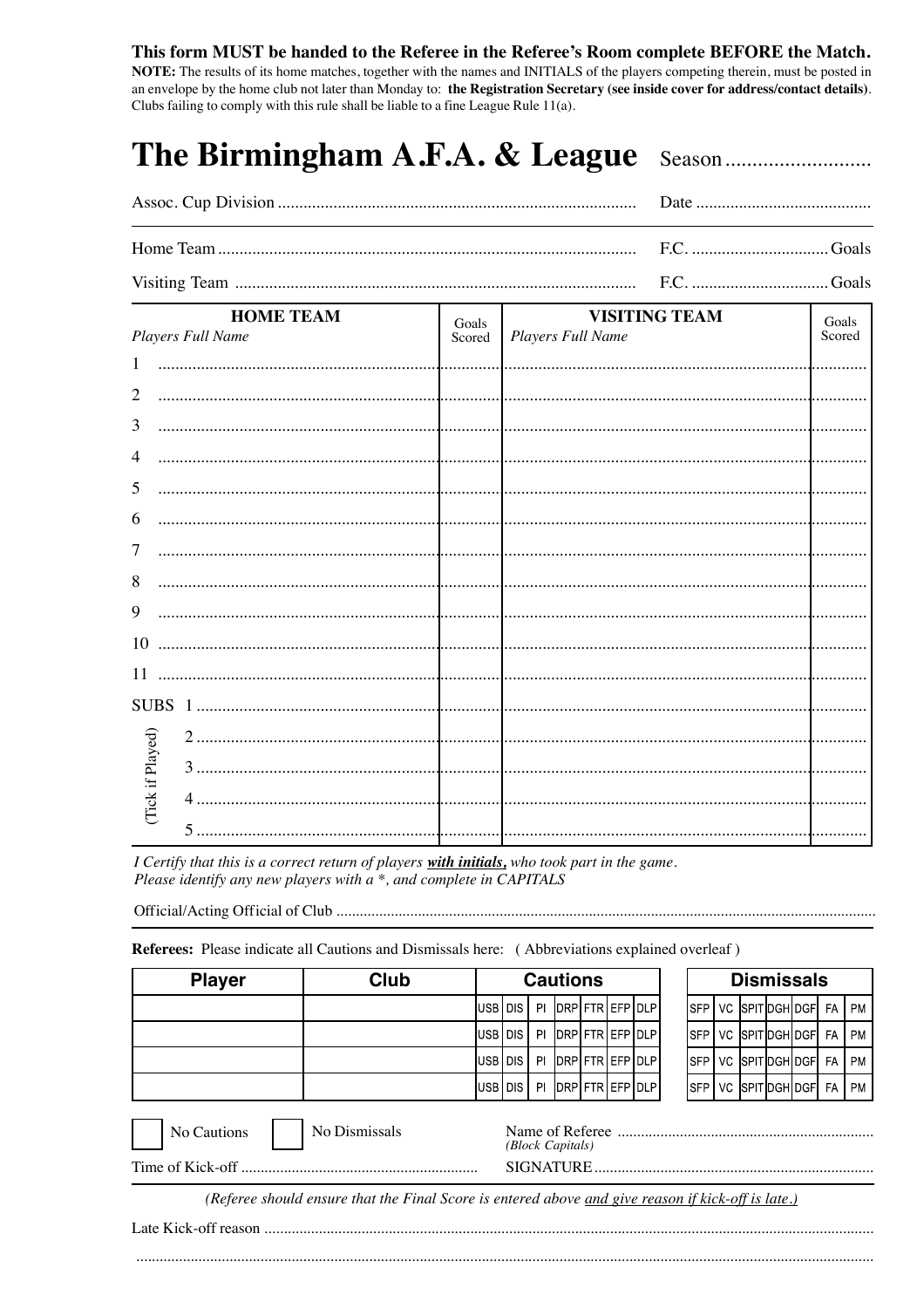**This form MUST be handed to the Referee in the Referee's Room complete BEFORE the Match.**

**NOTE:** The results of its home matches, together with the names and INITIALS of the players competing therein, must be posted in an envelope by the home club not later than Monday to: **the Registration Secretary (see inside cover for address/contact details)**. Clubs failing to comply with this rule shall be liable to a fine League Rule 11(a).

# The Birmingham A.F.A. & League

Season ..........................

Assoc. Cup Division ...................................................................................... Date ........................................

Home Team ...................................................................................................... F.C. ................................ Goals

Visiting Team .................................................................................................. F.C. ................................ Goals

| HOME TEAM *Players Full Name* | Goals Scored | VISITING TEAM *Players Full Name* | Goals Scored |
|---|---|---|---|
| 1 ........................ | | ........................ | |
| 2 ........................ | | ........................ | |
| 3 ........................ | | ........................ | |
| 4 ........................ | | ........................ | |
| 5 ........................ | | ........................ | |
| 6 ........................ | | ........................ | |
| 7 ........................ | | ........................ | |
| 8 ........................ | | ........................ | |
| 9 ........................ | | ........................ | |
| 10 ........................ | | ........................ | |
| 11 ........................ | | ........................ | |
| SUBS 1 ........................ | | ........................ | |
| (Tick if Played) 2 ........................ | | ........................ | |
| 3 ........................ | | ........................ | |
| 4 ........................ | | ........................ | |
| 5 ........................ | | ........................ | |

*I Certify that this is a correct return of players **with initials,** who took part in the game.*
*Please identify any new players with a *, and complete in CAPITALS*

Official/Acting Official of Club ..........................................................................................................................

**Referees:** Please indicate all Cautions and Dismissals here: ( Abbreviations explained overleaf )

| Player | Club | Cautions | | | | | | | Dismissals | | | | | | |
|---|---|---|---|---|---|---|---|---|---|---|---|---|---|---|---|
| | | USB | DIS | PI | DRP | FTR | EFP | DLP | SFP | VC | SPIT | DGH | DGF | FA | PM |
| | | USB | DIS | PI | DRP | FTR | EFP | DLP | SFP | VC | SPIT | DGH | DGF | FA | PM |
| | | USB | DIS | PI | DRP | FTR | EFP | DLP | SFP | VC | SPIT | DGH | DGF | FA | PM |
| | | USB | DIS | PI | DRP | FTR | EFP | DLP | SFP | VC | SPIT | DGH | DGF | FA | PM |

☐ No Cautions ☐ No Dismissals

Name of Referee ................................................................
*(Block Capitals)*

Time of Kick-off ............................................................ SIGNATURE ......................................................................

*(Referee should ensure that the Final Score is entered above and give reason if kick-off is late.)*

Late Kick-off reason ..........................................................................................................................................

....................................................................................................................................................................................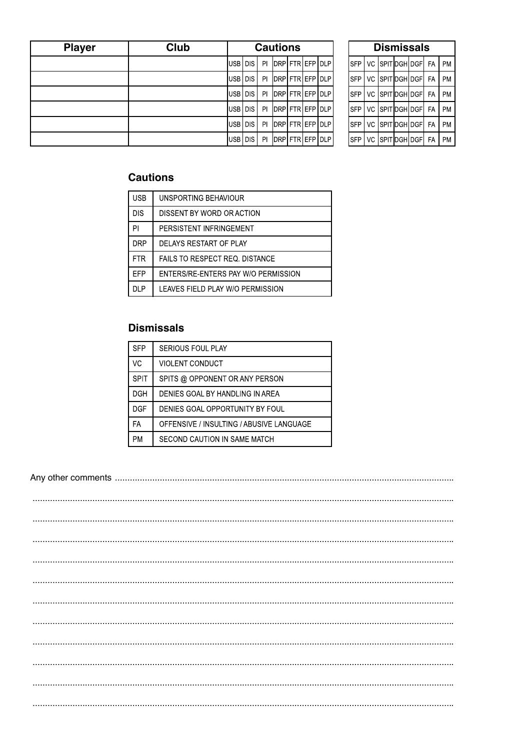| Player | Club | Cautions | | | | | | | | Dismissals | | | | | | |
|---|---|---|---|---|---|---|---|---|---|---|---|---|---|---|---|---|
| | | USB | DIS | PI | DRP | FTR | EFP | DLP | | SFP | VC | SPIT | DGH | DGF | FA | PM |
| | | USB | DIS | PI | DRP | FTR | EFP | DLP | | SFP | VC | SPIT | DGH | DGF | FA | PM |
| | | USB | DIS | PI | DRP | FTR | EFP | DLP | | SFP | VC | SPIT | DGH | DGF | FA | PM |
| | | USB | DIS | PI | DRP | FTR | EFP | DLP | | SFP | VC | SPIT | DGH | DGF | FA | PM |
| | | USB | DIS | PI | DRP | FTR | EFP | DLP | | SFP | VC | SPIT | DGH | DGF | FA | PM |
| | | USB | DIS | PI | DRP | FTR | EFP | DLP | | SFP | VC | SPIT | DGH | DGF | FA | PM |

## Cautions

| | |
|---|---|
| USB | UNSPORTING BEHAVIOUR |
| DIS | DISSENT BY WORD OR ACTION |
| PI | PERSISTENT INFRINGEMENT |
| DRP | DELAYS RESTART OF PLAY |
| FTR | FAILS TO RESPECT REQ. DISTANCE |
| EFP | ENTERS/RE-ENTERS PAY W/O PERMISSION |
| DLP | LEAVES FIELD PLAY W/O PERMISSION |

## Dismissals

| | |
|---|---|
| SFP | SERIOUS FOUL PLAY |
| VC | VIOLENT CONDUCT |
| SPIT | SPITS @ OPPONENT OR ANY PERSON |
| DGH | DENIES GOAL BY HANDLING IN AREA |
| DGF | DENIES GOAL OPPORTUNITY BY FOUL |
| FA | OFFENSIVE / INSULTING / ABUSIVE LANGUAGE |
| PM | SECOND CAUTION IN SAME MATCH |

Any other comments ....................................................................................................................................

..........................................................................................................................................................

..........................................................................................................................................................

..........................................................................................................................................................

..........................................................................................................................................................

..........................................................................................................................................................

..........................................................................................................................................................

..........................................................................................................................................................

..........................................................................................................................................................

..........................................................................................................................................................

..........................................................................................................................................................

..........................................................................................................................................................